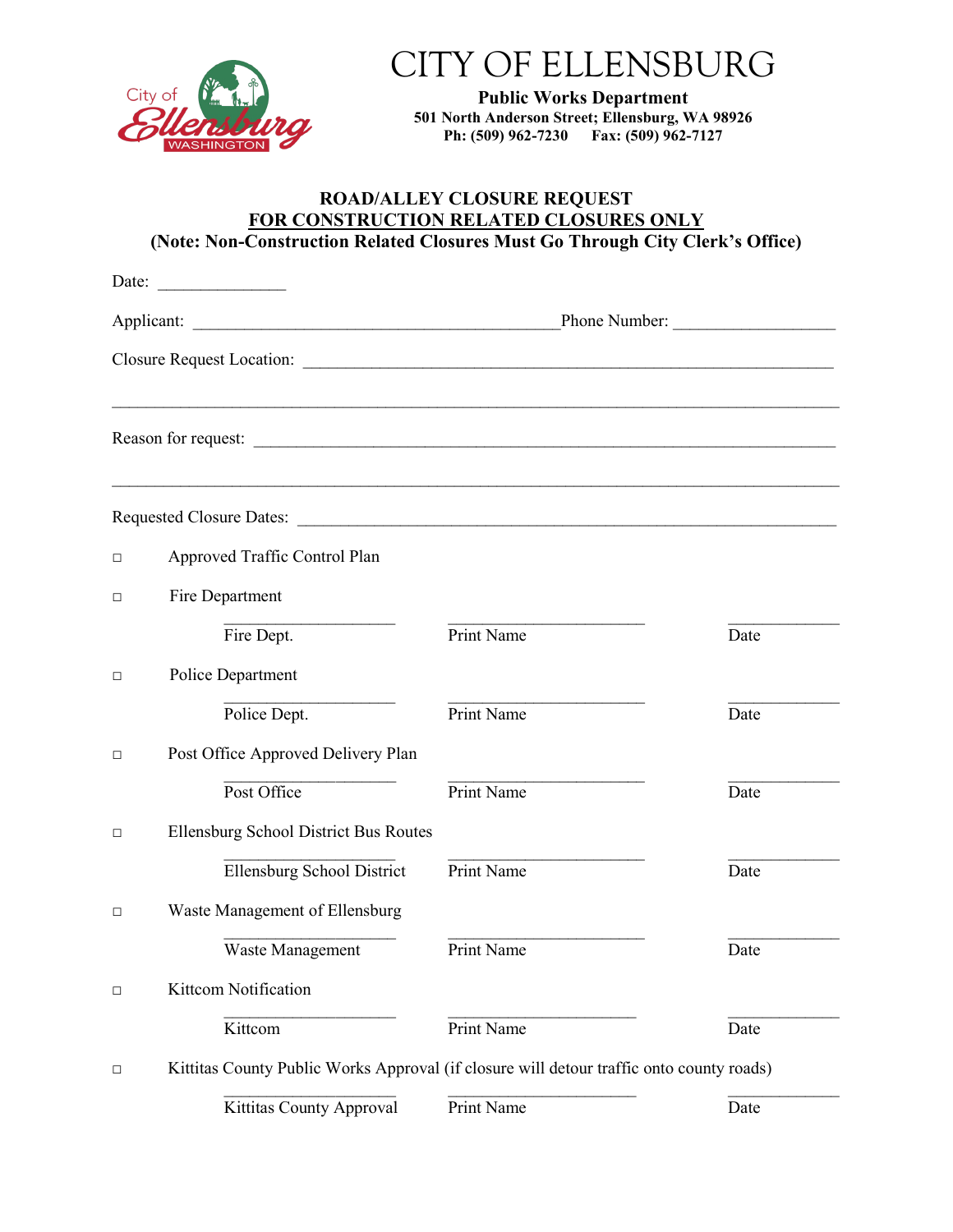# CITY OF ELLENSBURG

**Public Works Department**
**501 North Anderson Street; Ellensburg, WA 98926**
**Ph: (509) 962-7230 Fax: (509) 962-7127**

## ROAD/ALLEY CLOSURE REQUEST
## FOR CONSTRUCTION RELATED CLOSURES ONLY
**(Note: Non-Construction Related Closures Must Go Through City Clerk's Office)**

Date: _______________

Applicant: ___________________________________________ Phone Number: __________________

Closure Request Location: ______________________________________________________________

_______________________________________________________________________________

Reason for request: ___________________________________________________________________

_______________________________________________________________________________

Requested Closure Dates: _______________________________________________________________

□ Approved Traffic Control Plan

□ Fire Department

| ____________________ | ______________________ | ____________ |
|---|---|---|
| Fire Dept. | Print Name | Date |

□ Police Department

| ____________________ | ______________________ | ____________ |
|---|---|---|
| Police Dept. | Print Name | Date |

□ Post Office Approved Delivery Plan

| ____________________ | ______________________ | ____________ |
|---|---|---|
| Post Office | Print Name | Date |

□ Ellensburg School District Bus Routes

| ____________________ | ______________________ | ____________ |
|---|---|---|
| Ellensburg School District | Print Name | Date |

□ Waste Management of Ellensburg

| ____________________ | ______________________ | ____________ |
|---|---|---|
| Waste Management | Print Name | Date |

□ Kittcom Notification

| ____________________ | ______________________ | ____________ |
|---|---|---|
| Kittcom | Print Name | Date |

□ Kittitas County Public Works Approval (if closure will detour traffic onto county roads)

| ____________________ | ______________________ | ____________ |
|---|---|---|
| Kittitas County Approval | Print Name | Date |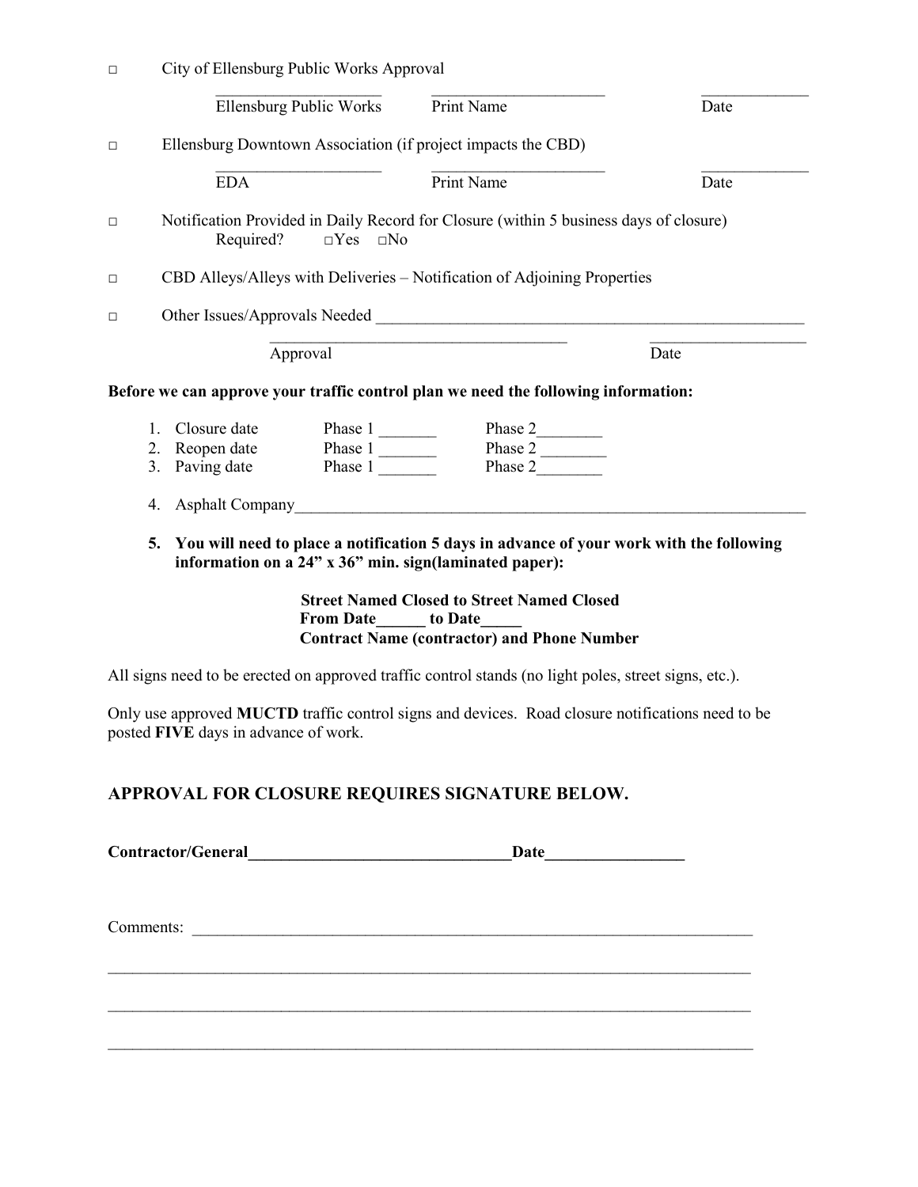□ City of Ellensburg Public Works Approval

\_\_\_\_\_\_\_\_\_\_\_\_\_\_\_\_\_\_\_\_ \_\_\_\_\_\_\_\_\_\_\_\_\_\_\_\_\_\_\_\_\_ \_\_\_\_\_\_\_\_\_\_\_\_\_
Ellensburg Public Works Print Name Date

□ Ellensburg Downtown Association (if project impacts the CBD)

\_\_\_\_\_\_\_\_\_\_\_\_\_\_\_\_\_\_\_\_ \_\_\_\_\_\_\_\_\_\_\_\_\_\_\_\_\_\_\_\_\_ \_\_\_\_\_\_\_\_\_\_\_\_\_
EDA Print Name Date

□ Notification Provided in Daily Record for Closure (within 5 business days of closure)
Required? □Yes □No

□ CBD Alleys/Alleys with Deliveries – Notification of Adjoining Properties

□ Other Issues/Approvals Needed \_\_\_\_\_\_\_\_\_\_\_\_\_\_\_\_\_\_\_\_\_\_\_\_\_\_\_\_\_\_\_\_\_\_\_\_\_\_\_\_\_\_\_\_\_\_\_\_\_\_\_\_

\_\_\_\_\_\_\_\_\_\_\_\_\_\_\_\_\_\_\_\_\_\_\_\_\_\_\_\_\_\_\_\_\_\_\_\_\_\_ \_\_\_\_\_\_\_\_\_\_\_\_\_\_\_\_\_\_\_\_
Approval Date

**Before we can approve your traffic control plan we need the following information:**

1. Closure date Phase 1 \_\_\_\_\_\_\_ Phase 2\_\_\_\_\_\_\_\_
2. Reopen date Phase 1 \_\_\_\_\_\_\_ Phase 2 \_\_\_\_\_\_\_\_
3. Paving date Phase 1 \_\_\_\_\_\_\_ Phase 2\_\_\_\_\_\_\_\_
4. Asphalt Company\_\_\_\_\_\_\_\_\_\_\_\_\_\_\_\_\_\_\_\_\_\_\_\_\_\_\_\_\_\_\_\_\_\_\_\_\_\_\_\_\_\_\_\_\_\_\_\_\_\_\_\_\_\_\_\_\_\_\_\_\_\_\_\_
5. **You will need to place a notification 5 days in advance of your work with the following information on a 24" x 36" min. sign(laminated paper):**

**Street Named Closed to Street Named Closed**
**From Date\_\_\_\_\_\_ to Date\_\_\_\_\_**
**Contract Name (contractor) and Phone Number**

All signs need to be erected on approved traffic control stands (no light poles, street signs, etc.).

Only use approved **MUCTD** traffic control signs and devices. Road closure notifications need to be posted **FIVE** days in advance of work.

## APPROVAL FOR CLOSURE REQUIRES SIGNATURE BELOW.

**Contractor/General\_\_\_\_\_\_\_\_\_\_\_\_\_\_\_\_\_\_\_\_\_\_\_\_\_\_\_\_\_\_\_\_\_Date\_\_\_\_\_\_\_\_\_\_\_\_\_\_\_\_\_**

Comments: \_\_\_\_\_\_\_\_\_\_\_\_\_\_\_\_\_\_\_\_\_\_\_\_\_\_\_\_\_\_\_\_\_\_\_\_\_\_\_\_\_\_\_\_\_\_\_\_\_\_\_\_\_\_\_\_\_\_\_\_\_\_\_\_\_\_\_\_\_

\_\_\_\_\_\_\_\_\_\_\_\_\_\_\_\_\_\_\_\_\_\_\_\_\_\_\_\_\_\_\_\_\_\_\_\_\_\_\_\_\_\_\_\_\_\_\_\_\_\_\_\_\_\_\_\_\_\_\_\_\_\_\_\_\_\_\_\_\_\_\_\_\_\_\_\_\_\_\_

\_\_\_\_\_\_\_\_\_\_\_\_\_\_\_\_\_\_\_\_\_\_\_\_\_\_\_\_\_\_\_\_\_\_\_\_\_\_\_\_\_\_\_\_\_\_\_\_\_\_\_\_\_\_\_\_\_\_\_\_\_\_\_\_\_\_\_\_\_\_\_\_\_\_\_\_\_\_\_

\_\_\_\_\_\_\_\_\_\_\_\_\_\_\_\_\_\_\_\_\_\_\_\_\_\_\_\_\_\_\_\_\_\_\_\_\_\_\_\_\_\_\_\_\_\_\_\_\_\_\_\_\_\_\_\_\_\_\_\_\_\_\_\_\_\_\_\_\_\_\_\_\_\_\_\_\_\_\_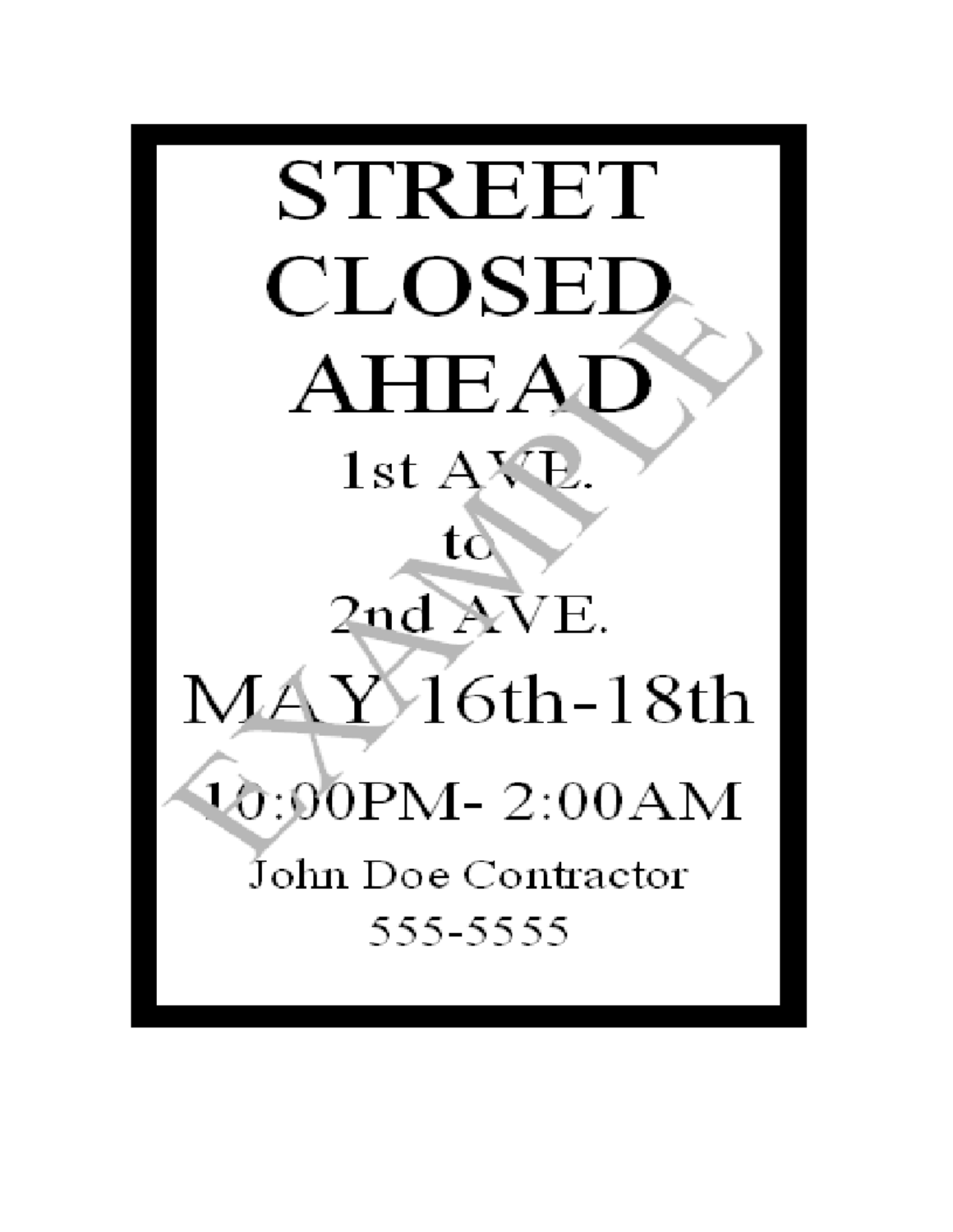# STREET CLOSED AHEAD

1st AVE.

to

2nd AVE.

MAY 16th-18th

10:00PM- 2:00AM

John Doe Contractor

555-5555

EXAMPLE